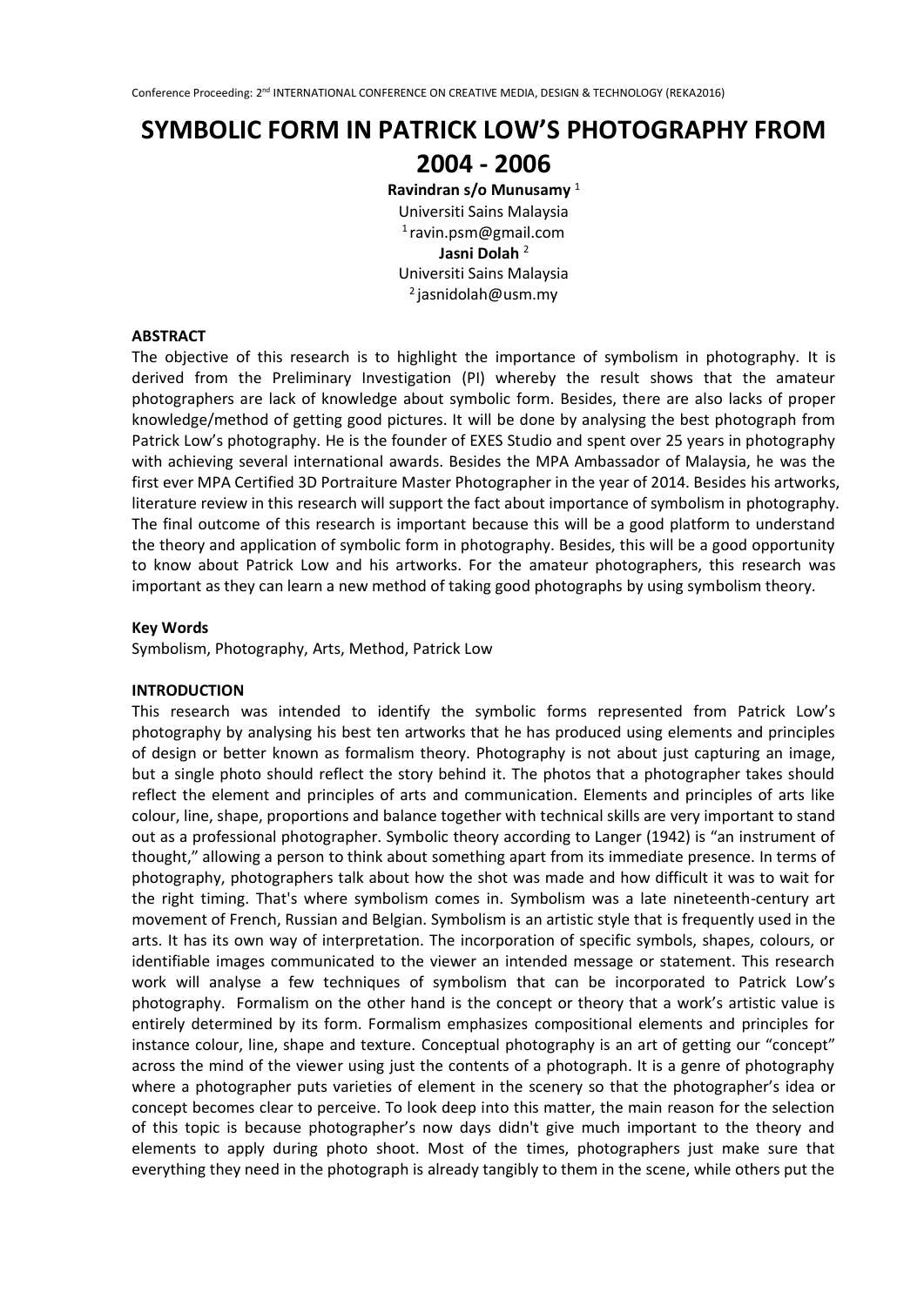# SYMBOLIC FORM IN PATRICK LOW'S PHOTOGRAPHY FROM 2004 - 2006

**Ravindran s/o Munusamy** [1]
Universiti Sains Malaysia
[1] ravin.psm@gmail.com
**Jasni Dolah** [2]
Universiti Sains Malaysia
[2] jasnidolah@usm.my

**ABSTRACT**

The objective of this research is to highlight the importance of symbolism in photography. It is derived from the Preliminary Investigation (PI) whereby the result shows that the amateur photographers are lack of knowledge about symbolic form. Besides, there are also lacks of proper knowledge/method of getting good pictures. It will be done by analysing the best photograph from Patrick Low's photography. He is the founder of EXES Studio and spent over 25 years in photography with achieving several international awards. Besides the MPA Ambassador of Malaysia, he was the first ever MPA Certified 3D Portraiture Master Photographer in the year of 2014. Besides his artworks, literature review in this research will support the fact about importance of symbolism in photography. The final outcome of this research is important because this will be a good platform to understand the theory and application of symbolic form in photography. Besides, this will be a good opportunity to know about Patrick Low and his artworks. For the amateur photographers, this research was important as they can learn a new method of taking good photographs by using symbolism theory.

**Key Words**

Symbolism, Photography, Arts, Method, Patrick Low

**INTRODUCTION**

This research was intended to identify the symbolic forms represented from Patrick Low's photography by analysing his best ten artworks that he has produced using elements and principles of design or better known as formalism theory. Photography is not about just capturing an image, but a single photo should reflect the story behind it. The photos that a photographer takes should reflect the element and principles of arts and communication. Elements and principles of arts like colour, line, shape, proportions and balance together with technical skills are very important to stand out as a professional photographer. Symbolic theory according to Langer (1942) is "an instrument of thought," allowing a person to think about something apart from its immediate presence. In terms of photography, photographers talk about how the shot was made and how difficult it was to wait for the right timing. That's where symbolism comes in. Symbolism was a late nineteenth-century art movement of French, Russian and Belgian. Symbolism is an artistic style that is frequently used in the arts. It has its own way of interpretation. The incorporation of specific symbols, shapes, colours, or identifiable images communicated to the viewer an intended message or statement. This research work will analyse a few techniques of symbolism that can be incorporated to Patrick Low's photography. Formalism on the other hand is the concept or theory that a work's artistic value is entirely determined by its form. Formalism emphasizes compositional elements and principles for instance colour, line, shape and texture. Conceptual photography is an art of getting our "concept" across the mind of the viewer using just the contents of a photograph. It is a genre of photography where a photographer puts varieties of element in the scenery so that the photographer's idea or concept becomes clear to perceive. To look deep into this matter, the main reason for the selection of this topic is because photographer's now days didn't give much important to the theory and elements to apply during photo shoot. Most of the times, photographers just make sure that everything they need in the photograph is already tangibly to them in the scene, while others put the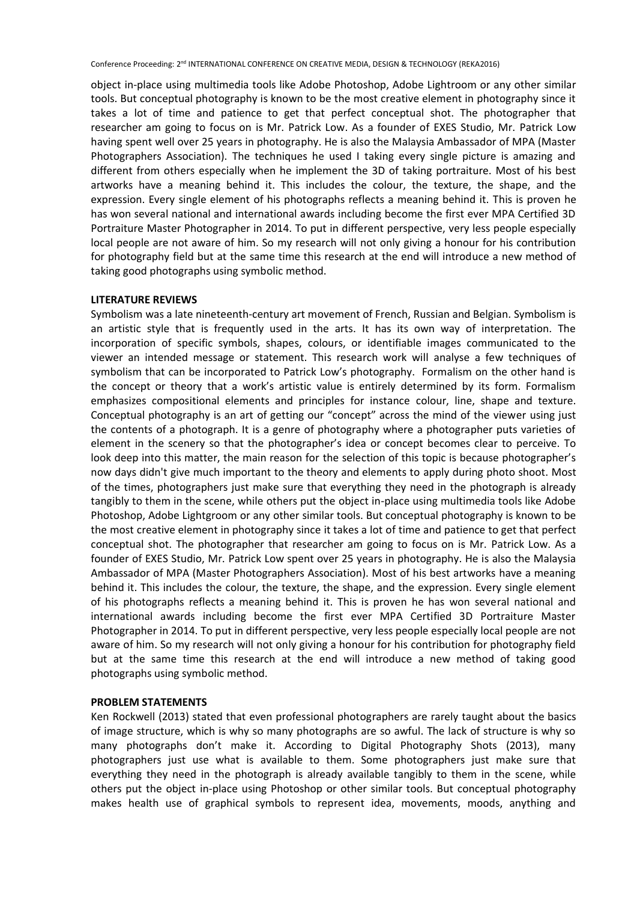object in-place using multimedia tools like Adobe Photoshop, Adobe Lightroom or any other similar tools. But conceptual photography is known to be the most creative element in photography since it takes a lot of time and patience to get that perfect conceptual shot. The photographer that researcher am going to focus on is Mr. Patrick Low. As a founder of EXES Studio, Mr. Patrick Low having spent well over 25 years in photography. He is also the Malaysia Ambassador of MPA (Master Photographers Association). The techniques he used I taking every single picture is amazing and different from others especially when he implement the 3D of taking portraiture. Most of his best artworks have a meaning behind it. This includes the colour, the texture, the shape, and the expression. Every single element of his photographs reflects a meaning behind it. This is proven he has won several national and international awards including become the first ever MPA Certified 3D Portraiture Master Photographer in 2014. To put in different perspective, very less people especially local people are not aware of him. So my research will not only giving a honour for his contribution for photography field but at the same time this research at the end will introduce a new method of taking good photographs using symbolic method.

## LITERATURE REVIEWS

Symbolism was a late nineteenth-century art movement of French, Russian and Belgian. Symbolism is an artistic style that is frequently used in the arts. It has its own way of interpretation. The incorporation of specific symbols, shapes, colours, or identifiable images communicated to the viewer an intended message or statement. This research work will analyse a few techniques of symbolism that can be incorporated to Patrick Low's photography. Formalism on the other hand is the concept or theory that a work's artistic value is entirely determined by its form. Formalism emphasizes compositional elements and principles for instance colour, line, shape and texture. Conceptual photography is an art of getting our "concept" across the mind of the viewer using just the contents of a photograph. It is a genre of photography where a photographer puts varieties of element in the scenery so that the photographer's idea or concept becomes clear to perceive. To look deep into this matter, the main reason for the selection of this topic is because photographer's now days didn't give much important to the theory and elements to apply during photo shoot. Most of the times, photographers just make sure that everything they need in the photograph is already tangibly to them in the scene, while others put the object in-place using multimedia tools like Adobe Photoshop, Adobe Lightgroom or any other similar tools. But conceptual photography is known to be the most creative element in photography since it takes a lot of time and patience to get that perfect conceptual shot. The photographer that researcher am going to focus on is Mr. Patrick Low. As a founder of EXES Studio, Mr. Patrick Low spent over 25 years in photography. He is also the Malaysia Ambassador of MPA (Master Photographers Association). Most of his best artworks have a meaning behind it. This includes the colour, the texture, the shape, and the expression. Every single element of his photographs reflects a meaning behind it. This is proven he has won several national and international awards including become the first ever MPA Certified 3D Portraiture Master Photographer in 2014. To put in different perspective, very less people especially local people are not aware of him. So my research will not only giving a honour for his contribution for photography field but at the same time this research at the end will introduce a new method of taking good photographs using symbolic method.

## PROBLEM STATEMENTS

Ken Rockwell (2013) stated that even professional photographers are rarely taught about the basics of image structure, which is why so many photographs are so awful. The lack of structure is why so many photographs don't make it. According to Digital Photography Shots (2013), many photographers just use what is available to them. Some photographers just make sure that everything they need in the photograph is already available tangibly to them in the scene, while others put the object in-place using Photoshop or other similar tools. But conceptual photography makes health use of graphical symbols to represent idea, movements, moods, anything and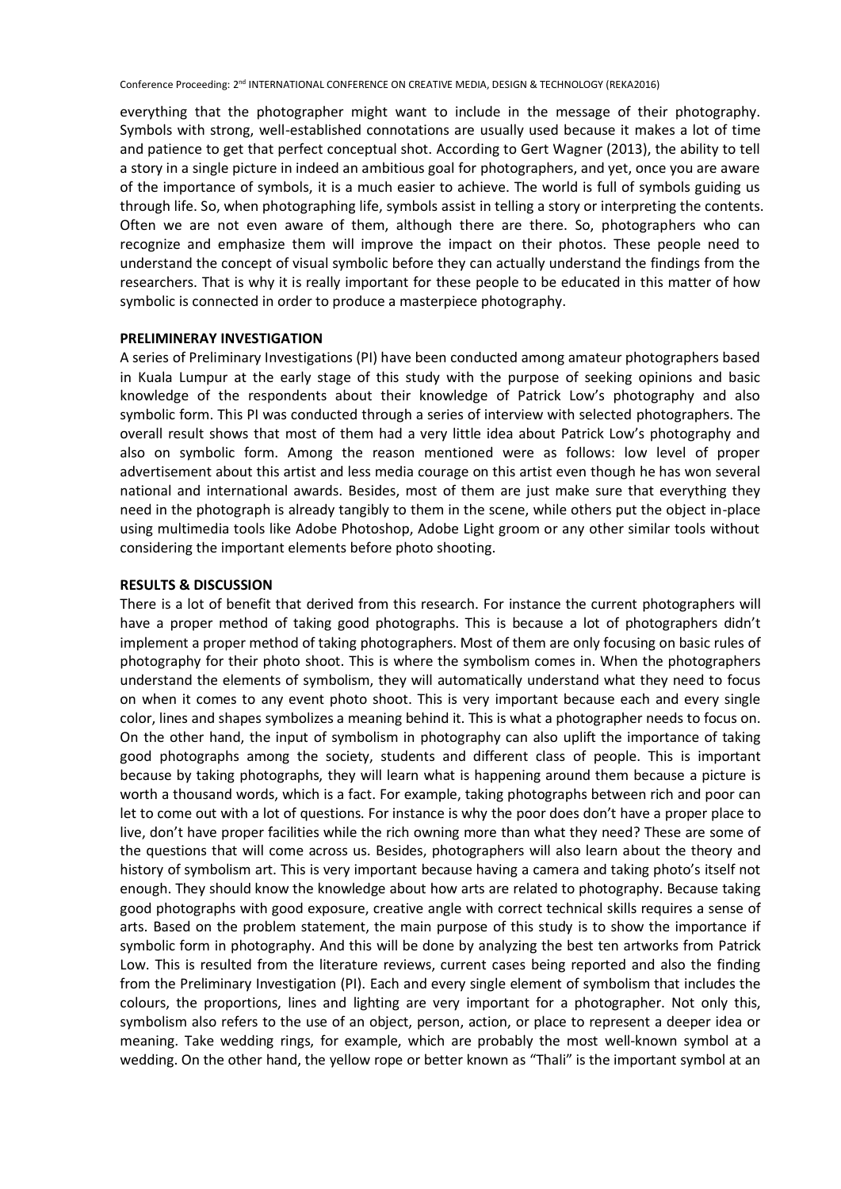everything that the photographer might want to include in the message of their photography. Symbols with strong, well-established connotations are usually used because it makes a lot of time and patience to get that perfect conceptual shot. According to Gert Wagner (2013), the ability to tell a story in a single picture in indeed an ambitious goal for photographers, and yet, once you are aware of the importance of symbols, it is a much easier to achieve. The world is full of symbols guiding us through life. So, when photographing life, symbols assist in telling a story or interpreting the contents. Often we are not even aware of them, although there are there. So, photographers who can recognize and emphasize them will improve the impact on their photos. These people need to understand the concept of visual symbolic before they can actually understand the findings from the researchers. That is why it is really important for these people to be educated in this matter of how symbolic is connected in order to produce a masterpiece photography.

## PRELIMINERAY INVESTIGATION

A series of Preliminary Investigations (PI) have been conducted among amateur photographers based in Kuala Lumpur at the early stage of this study with the purpose of seeking opinions and basic knowledge of the respondents about their knowledge of Patrick Low's photography and also symbolic form. This PI was conducted through a series of interview with selected photographers. The overall result shows that most of them had a very little idea about Patrick Low's photography and also on symbolic form. Among the reason mentioned were as follows: low level of proper advertisement about this artist and less media courage on this artist even though he has won several national and international awards. Besides, most of them are just make sure that everything they need in the photograph is already tangibly to them in the scene, while others put the object in-place using multimedia tools like Adobe Photoshop, Adobe Light groom or any other similar tools without considering the important elements before photo shooting.

## RESULTS & DISCUSSION

There is a lot of benefit that derived from this research. For instance the current photographers will have a proper method of taking good photographs. This is because a lot of photographers didn't implement a proper method of taking photographers. Most of them are only focusing on basic rules of photography for their photo shoot. This is where the symbolism comes in. When the photographers understand the elements of symbolism, they will automatically understand what they need to focus on when it comes to any event photo shoot. This is very important because each and every single color, lines and shapes symbolizes a meaning behind it. This is what a photographer needs to focus on. On the other hand, the input of symbolism in photography can also uplift the importance of taking good photographs among the society, students and different class of people. This is important because by taking photographs, they will learn what is happening around them because a picture is worth a thousand words, which is a fact. For example, taking photographs between rich and poor can let to come out with a lot of questions. For instance is why the poor does don't have a proper place to live, don't have proper facilities while the rich owning more than what they need? These are some of the questions that will come across us. Besides, photographers will also learn about the theory and history of symbolism art. This is very important because having a camera and taking photo's itself not enough. They should know the knowledge about how arts are related to photography. Because taking good photographs with good exposure, creative angle with correct technical skills requires a sense of arts. Based on the problem statement, the main purpose of this study is to show the importance if symbolic form in photography. And this will be done by analyzing the best ten artworks from Patrick Low. This is resulted from the literature reviews, current cases being reported and also the finding from the Preliminary Investigation (PI). Each and every single element of symbolism that includes the colours, the proportions, lines and lighting are very important for a photographer. Not only this, symbolism also refers to the use of an object, person, action, or place to represent a deeper idea or meaning. Take wedding rings, for example, which are probably the most well-known symbol at a wedding. On the other hand, the yellow rope or better known as "Thali" is the important symbol at an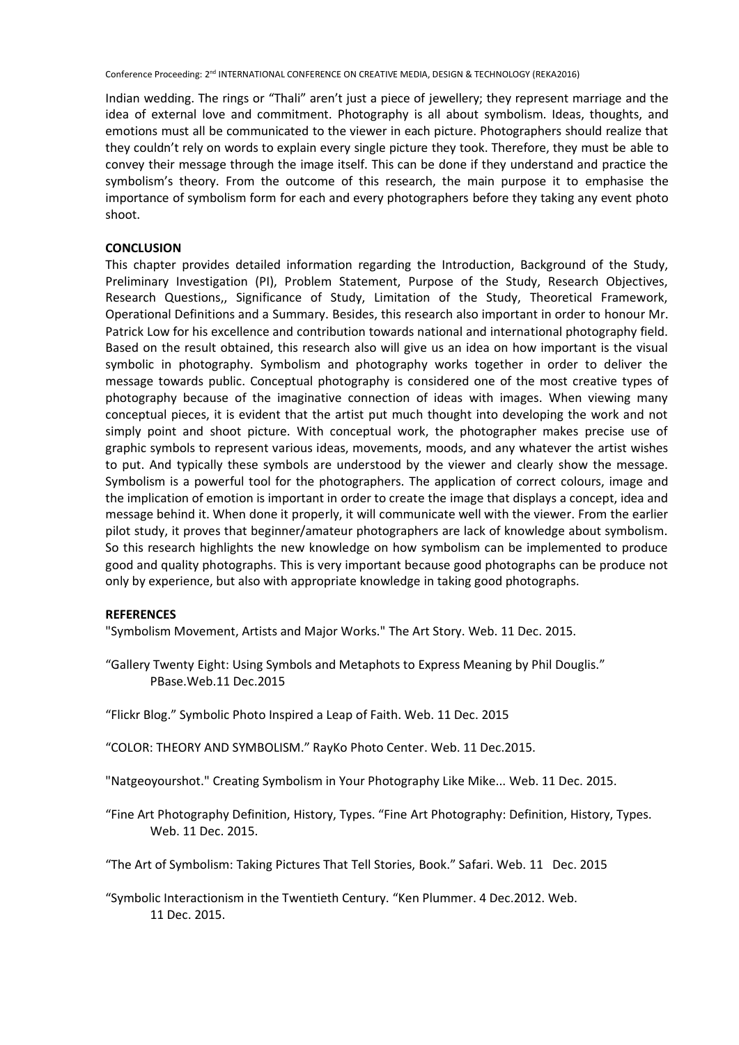Indian wedding. The rings or "Thali" aren't just a piece of jewellery; they represent marriage and the idea of external love and commitment. Photography is all about symbolism. Ideas, thoughts, and emotions must all be communicated to the viewer in each picture. Photographers should realize that they couldn't rely on words to explain every single picture they took. Therefore, they must be able to convey their message through the image itself. This can be done if they understand and practice the symbolism's theory. From the outcome of this research, the main purpose it to emphasise the importance of symbolism form for each and every photographers before they taking any event photo shoot.

**CONCLUSION**

This chapter provides detailed information regarding the Introduction, Background of the Study, Preliminary Investigation (PI), Problem Statement, Purpose of the Study, Research Objectives, Research Questions,, Significance of Study, Limitation of the Study, Theoretical Framework, Operational Definitions and a Summary. Besides, this research also important in order to honour Mr. Patrick Low for his excellence and contribution towards national and international photography field. Based on the result obtained, this research also will give us an idea on how important is the visual symbolic in photography. Symbolism and photography works together in order to deliver the message towards public. Conceptual photography is considered one of the most creative types of photography because of the imaginative connection of ideas with images. When viewing many conceptual pieces, it is evident that the artist put much thought into developing the work and not simply point and shoot picture. With conceptual work, the photographer makes precise use of graphic symbols to represent various ideas, movements, moods, and any whatever the artist wishes to put. And typically these symbols are understood by the viewer and clearly show the message. Symbolism is a powerful tool for the photographers. The application of correct colours, image and the implication of emotion is important in order to create the image that displays a concept, idea and message behind it. When done it properly, it will communicate well with the viewer. From the earlier pilot study, it proves that beginner/amateur photographers are lack of knowledge about symbolism. So this research highlights the new knowledge on how symbolism can be implemented to produce good and quality photographs. This is very important because good photographs can be produce not only by experience, but also with appropriate knowledge in taking good photographs.

**REFERENCES**

"Symbolism Movement, Artists and Major Works." The Art Story. Web. 11 Dec. 2015.

"Gallery Twenty Eight: Using Symbols and Metaphots to Express Meaning by Phil Douglis." PBase.Web.11 Dec.2015

"Flickr Blog." Symbolic Photo Inspired a Leap of Faith. Web. 11 Dec. 2015

"COLOR: THEORY AND SYMBOLISM." RayKo Photo Center. Web. 11 Dec.2015.

"Natgeoyourshot." Creating Symbolism in Your Photography Like Mike... Web. 11 Dec. 2015.

"Fine Art Photography Definition, History, Types. "Fine Art Photography: Definition, History, Types. Web. 11 Dec. 2015.

"The Art of Symbolism: Taking Pictures That Tell Stories, Book." Safari. Web. 11 Dec. 2015

"Symbolic Interactionism in the Twentieth Century. "Ken Plummer. 4 Dec.2012. Web. 11 Dec. 2015.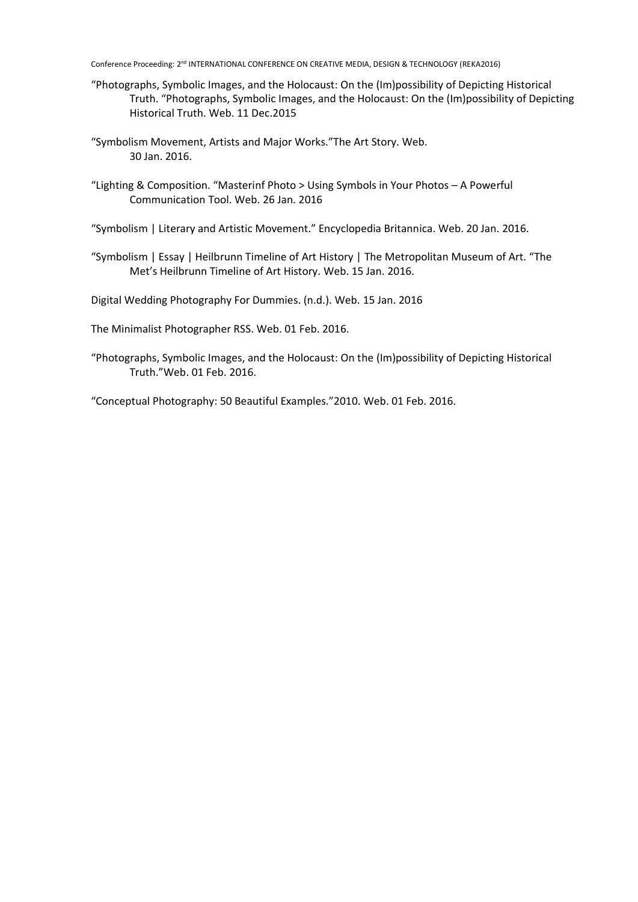“Photographs, Symbolic Images, and the Holocaust: On the (Im)possibility of Depicting Historical Truth. “Photographs, Symbolic Images, and the Holocaust: On the (Im)possibility of Depicting Historical Truth. Web. 11 Dec.2015

“Symbolism Movement, Artists and Major Works.”The Art Story. Web. 30 Jan. 2016.

“Lighting & Composition. “Masterinf Photo > Using Symbols in Your Photos – A Powerful Communication Tool. Web. 26 Jan. 2016

“Symbolism | Literary and Artistic Movement.” Encyclopedia Britannica. Web. 20 Jan. 2016.

“Symbolism | Essay | Heilbrunn Timeline of Art History | The Metropolitan Museum of Art. “The Met’s Heilbrunn Timeline of Art History. Web. 15 Jan. 2016.

Digital Wedding Photography For Dummies. (n.d.). Web. 15 Jan. 2016

The Minimalist Photographer RSS. Web. 01 Feb. 2016.

“Photographs, Symbolic Images, and the Holocaust: On the (Im)possibility of Depicting Historical Truth.”Web. 01 Feb. 2016.

“Conceptual Photography: 50 Beautiful Examples.”2010. Web. 01 Feb. 2016.